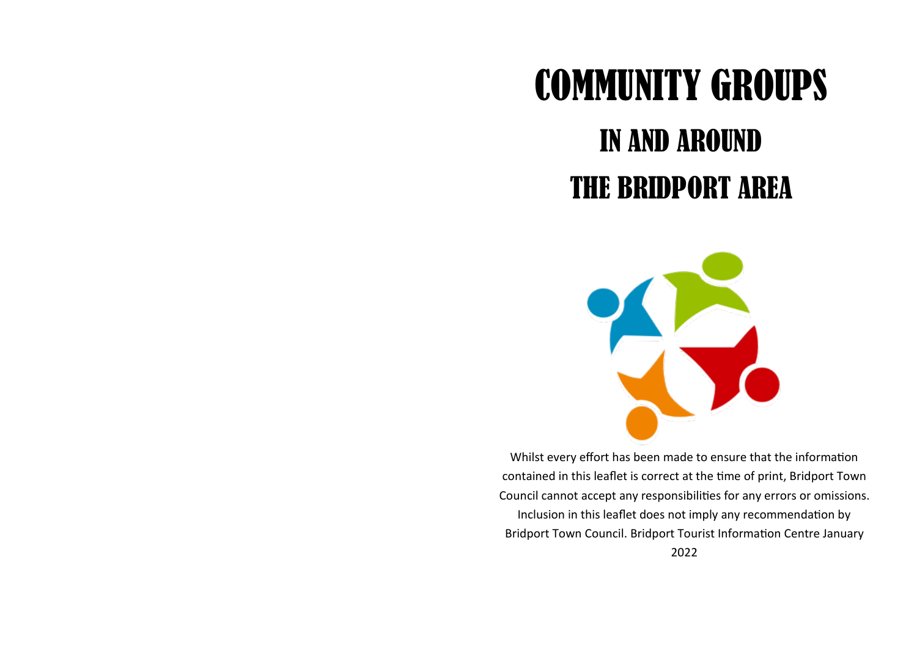# COMMUNITY GROUPS

## IN AND AROUND

## THE BRIDPORT AREA

Whilst every effort has been made to ensure that the information contained in this leaflet is correct at the time of print, Bridport Town Council cannot accept any responsibilities for any errors or omissions. Inclusion in this leaflet does not imply any recommendation by Bridport Town Council. Bridport Tourist Information Centre January 2022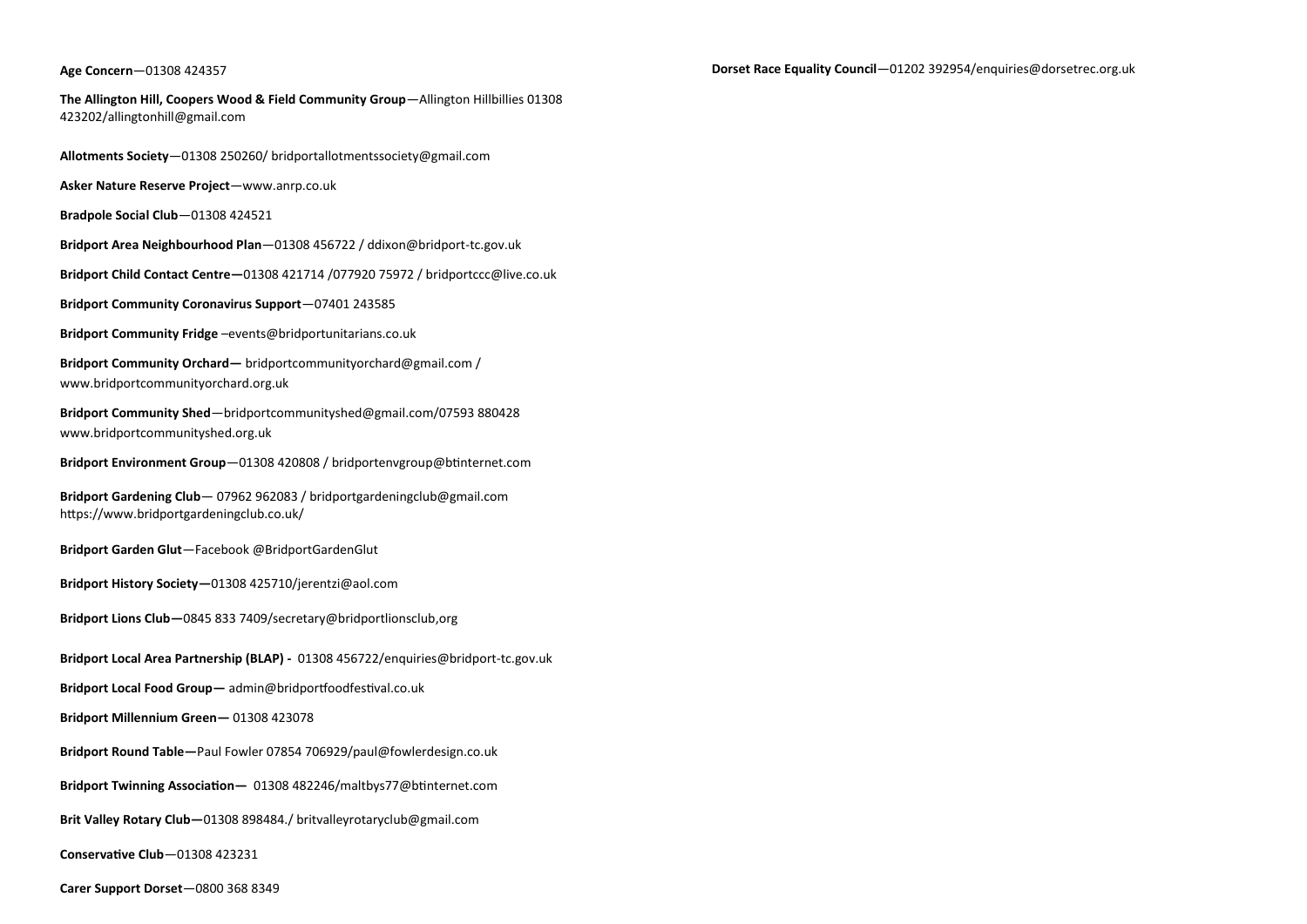**Age Concern**—01308 424357

**The Allington Hill, Coopers Wood & Field Community Group**—Allington Hillbillies 01308 423202/allingtonhill@gmail.com

**Allotments Society**—01308 250260/ bridportallotmentssociety@gmail.com

**Asker Nature Reserve Project**—www.anrp.co.uk

**Bradpole Social Club**—01308 424521

**Bridport Area Neighbourhood Plan**—01308 456722 / ddixon@bridport-tc.gov.uk

**Bridport Child Contact Centre—**01308 421714 /077920 75972 / bridportccc@live.co.uk

**Bridport Community Coronavirus Support**—07401 243585

**Bridport Community Fridge** –events@bridportunitarians.co.uk

**Bridport Community Orchard—** bridportcommunityorchard@gmail.com / www.bridportcommunityorchard.org.uk

**Bridport Community Shed**—bridportcommunityshed@gmail.com/07593 880428 www.bridportcommunityshed.org.uk

**Bridport Environment Group**—01308 420808 / bridportenvgroup@btinternet.com

**Bridport Gardening Club**— 07962 962083 / bridportgardeningclub@gmail.com https://www.bridportgardeningclub.co.uk/

**Bridport Garden Glut**—Facebook @BridportGardenGlut

**Bridport History Society—**01308 425710/jerentzi@aol.com

**Bridport Lions Club—**0845 833 7409/secretary@bridportlionsclub,org

**Bridport Local Area Partnership (BLAP) -** 01308 456722/enquiries@bridport-tc.gov.uk

**Bridport Local Food Group—** admin@bridportfoodfestival.co.uk

**Bridport Millennium Green—** 01308 423078

**Bridport Round Table—**Paul Fowler 07854 706929/paul@fowlerdesign.co.uk

**Bridport Twinning Association—** 01308 482246/maltbys77@btinternet.com

**Brit Valley Rotary Club—**01308 898484./ britvalleyrotaryclub@gmail.com

**Conservative Club**—01308 423231

**Carer Support Dorset**—0800 368 8349

**Dorset Race Equality Council**—01202 392954/enquiries@dorsetrec.org.uk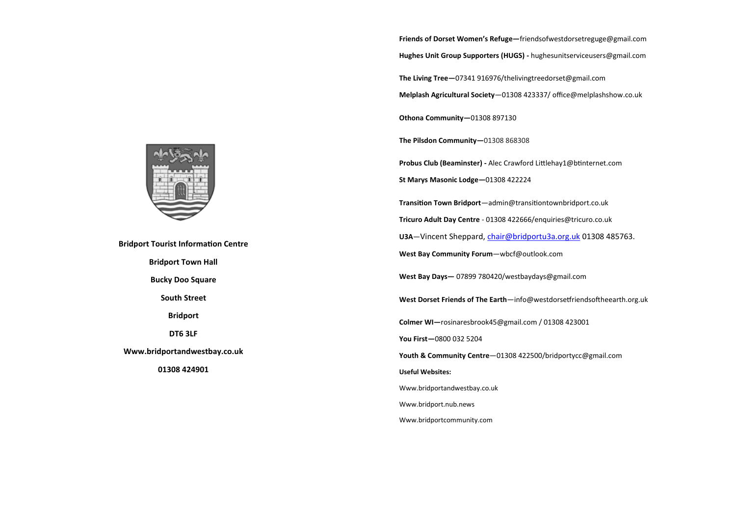**Bridport Tourist Information Centre**

**Bridport Town Hall**

**Bucky Doo Square**

**South Street**

**Bridport**

**DT6 3LF**

**Www.bridportandwestbay.co.uk**

**01308 424901**

**Friends of Dorset Women's Refuge—**friendsofwestdorsetreguge@gmail.com

**Hughes Unit Group Supporters (HUGS) -** hughesunitserviceusers@gmail.com

**The Living Tree—**07341 916976/thelivingtreedorset@gmail.com

**Melplash Agricultural Society**—01308 423337/ office@melplashshow.co.uk

**Othona Community—**01308 897130

**The Pilsdon Community—**01308 868308

**Probus Club (Beaminster) -** Alec Crawford Littlehay1@btinternet.com

**St Marys Masonic Lodge—**01308 422224

**Transition Town Bridport**—admin@transitiontownbridport.co.uk

**Tricuro Adult Day Centre** - 01308 422666/enquiries@tricuro.co.uk

**U3A**—Vincent Sheppard, chair@bridportu3a.org.uk 01308 485763.

**West Bay Community Forum**—wbcf@outlook.com

**West Bay Days—** 07899 780420/westbaydays@gmail.com

**West Dorset Friends of The Earth**—info@westdorsetfriendsoftheearth.org.uk

**Colmer WI—**rosinaresbrook45@gmail.com / 01308 423001

**You First—**0800 032 5204

**Youth & Community Centre**—01308 422500/bridportycc@gmail.com

**Useful Websites:**

Www.bridportandwestbay.co.uk

Www.bridport.nub.news

Www.bridportcommunity.com